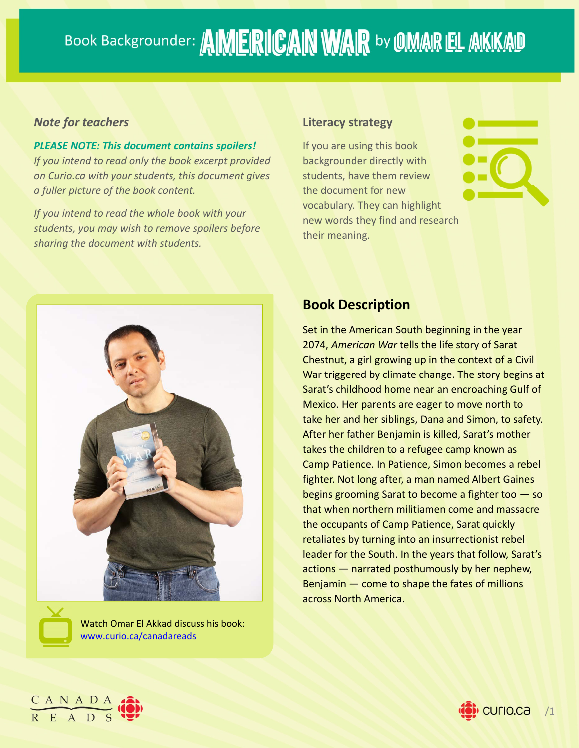# Book Backgrounder: AMERICAN WAR by OMAR EL AKKAD

### *Note for teachers*

***PLEASE NOTE: This document contains spoilers!***
*If you intend to read only the book excerpt provided on Curio.ca with your students, this document gives a fuller picture of the book content.*

*If you intend to read the whole book with your students, you may wish to remove spoilers before sharing the document with students.*

### Literacy strategy

If you are using this book backgrounder directly with students, have them review the document for new vocabulary. They can highlight new words they find and research their meaning.

Watch Omar El Akkad discuss his book: [www.curio.ca/canadareads](www.curio.ca/canadareads)

## Book Description

Set in the American South beginning in the year 2074, *American War* tells the life story of Sarat Chestnut, a girl growing up in the context of a Civil War triggered by climate change. The story begins at Sarat's childhood home near an encroaching Gulf of Mexico. Her parents are eager to move north to take her and her siblings, Dana and Simon, to safety. After her father Benjamin is killed, Sarat's mother takes the children to a refugee camp known as Camp Patience. In Patience, Simon becomes a rebel fighter. Not long after, a man named Albert Gaines begins grooming Sarat to become a fighter too — so that when northern militiamen come and massacre the occupants of Camp Patience, Sarat quickly retaliates by turning into an insurrectionist rebel leader for the South. In the years that follow, Sarat's actions — narrated posthumously by her nephew, Benjamin — come to shape the fates of millions across North America.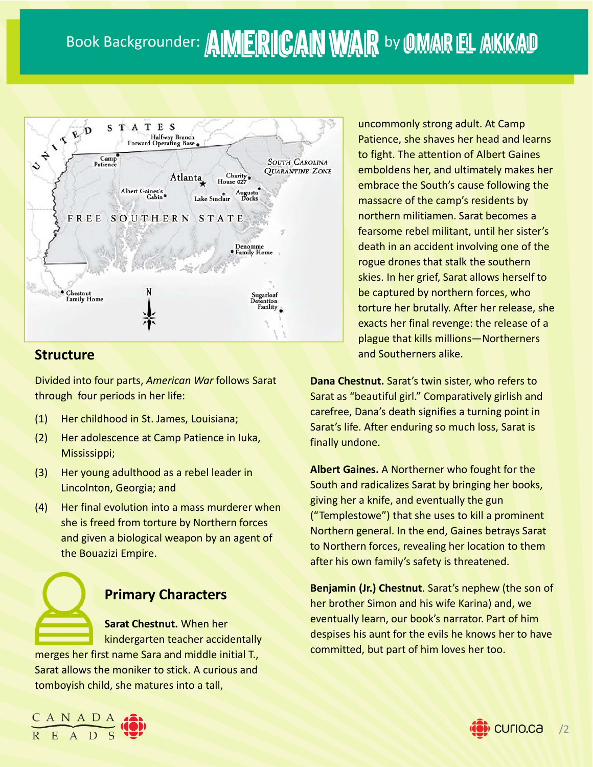# Book Backgrounder: AMERICAN WAR by OMAR EL AKKAD

## Structure

Divided into four parts, *American War* follows Sarat through four periods in her life:

(1) Her childhood in St. James, Louisiana;

(2) Her adolescence at Camp Patience in Iuka, Mississippi;

(3) Her young adulthood as a rebel leader in Lincolnton, Georgia; and

(4) Her final evolution into a mass murderer when she is freed from torture by Northern forces and given a biological weapon by an agent of the Bouazizi Empire.

## Primary Characters

**Sarat Chestnut.** When her kindergarten teacher accidentally merges her first name Sara and middle initial T., Sarat allows the moniker to stick. A curious and tomboyish child, she matures into a tall, uncommonly strong adult. At Camp Patience, she shaves her head and learns to fight. The attention of Albert Gaines emboldens her, and ultimately makes her embrace the South's cause following the massacre of the camp's residents by northern militiamen. Sarat becomes a fearsome rebel militant, until her sister's death in an accident involving one of the rogue drones that stalk the southern skies. In her grief, Sarat allows herself to be captured by northern forces, who torture her brutally. After her release, she exacts her final revenge: the release of a plague that kills millions—Northerners and Southerners alike.

**Dana Chestnut.** Sarat's twin sister, who refers to Sarat as "beautiful girl." Comparatively girlish and carefree, Dana's death signifies a turning point in Sarat's life. After enduring so much loss, Sarat is finally undone.

**Albert Gaines.** A Northerner who fought for the South and radicalizes Sarat by bringing her books, giving her a knife, and eventually the gun ("Templestowe") that she uses to kill a prominent Northern general. In the end, Gaines betrays Sarat to Northern forces, revealing her location to them after his own family's safety is threatened.

**Benjamin (Jr.) Chestnut**. Sarat's nephew (the son of her brother Simon and his wife Karina) and, we eventually learn, our book's narrator. Part of him despises his aunt for the evils he knows her to have committed, but part of him loves her too.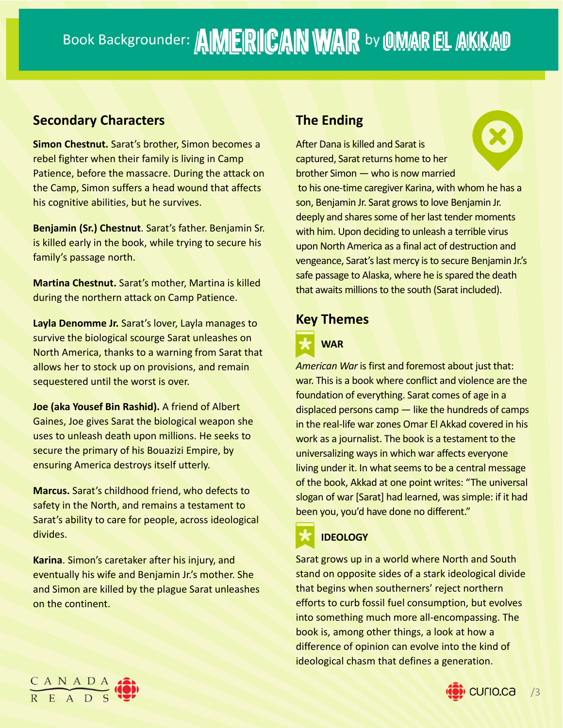# Book Backgrounder: AMERICAN WAR by OMAR EL AKKAD

## Secondary Characters

**Simon Chestnut.** Sarat's brother, Simon becomes a rebel fighter when their family is living in Camp Patience, before the massacre. During the attack on the Camp, Simon suffers a head wound that affects his cognitive abilities, but he survives.

**Benjamin (Sr.) Chestnut**. Sarat's father. Benjamin Sr. is killed early in the book, while trying to secure his family's passage north.

**Martina Chestnut.** Sarat's mother, Martina is killed during the northern attack on Camp Patience.

**Layla Denomme Jr.** Sarat's lover, Layla manages to survive the biological scourge Sarat unleashes on North America, thanks to a warning from Sarat that allows her to stock up on provisions, and remain sequestered until the worst is over.

**Joe (aka Yousef Bin Rashid).** A friend of Albert Gaines, Joe gives Sarat the biological weapon she uses to unleash death upon millions. He seeks to secure the primary of his Bouazizi Empire, by ensuring America destroys itself utterly.

**Marcus.** Sarat's childhood friend, who defects to safety in the North, and remains a testament to Sarat's ability to care for people, across ideological divides.

**Karina**. Simon's caretaker after his injury, and eventually his wife and Benjamin Jr.'s mother. She and Simon are killed by the plague Sarat unleashes on the continent.

## The Ending

After Dana is killed and Sarat is captured, Sarat returns home to her brother Simon — who is now married to his one-time caregiver Karina, with whom he has a son, Benjamin Jr. Sarat grows to love Benjamin Jr. deeply and shares some of her last tender moments with him. Upon deciding to unleash a terrible virus upon North America as a final act of destruction and vengeance, Sarat's last mercy is to secure Benjamin Jr.'s safe passage to Alaska, where he is spared the death that awaits millions to the south (Sarat included).

## Key Themes

### WAR

*American War* is first and foremost about just that: war. This is a book where conflict and violence are the foundation of everything. Sarat comes of age in a displaced persons camp — like the hundreds of camps in the real-life war zones Omar El Akkad covered in his work as a journalist. The book is a testament to the universalizing ways in which war affects everyone living under it. In what seems to be a central message of the book, Akkad at one point writes: "The universal slogan of war [Sarat] had learned, was simple: if it had been you, you'd have done no different."

### IDEOLOGY

Sarat grows up in a world where North and South stand on opposite sides of a stark ideological divide that begins when southerners' reject northern efforts to curb fossil fuel consumption, but evolves into something much more all-encompassing. The book is, among other things, a look at how a difference of opinion can evolve into the kind of ideological chasm that defines a generation.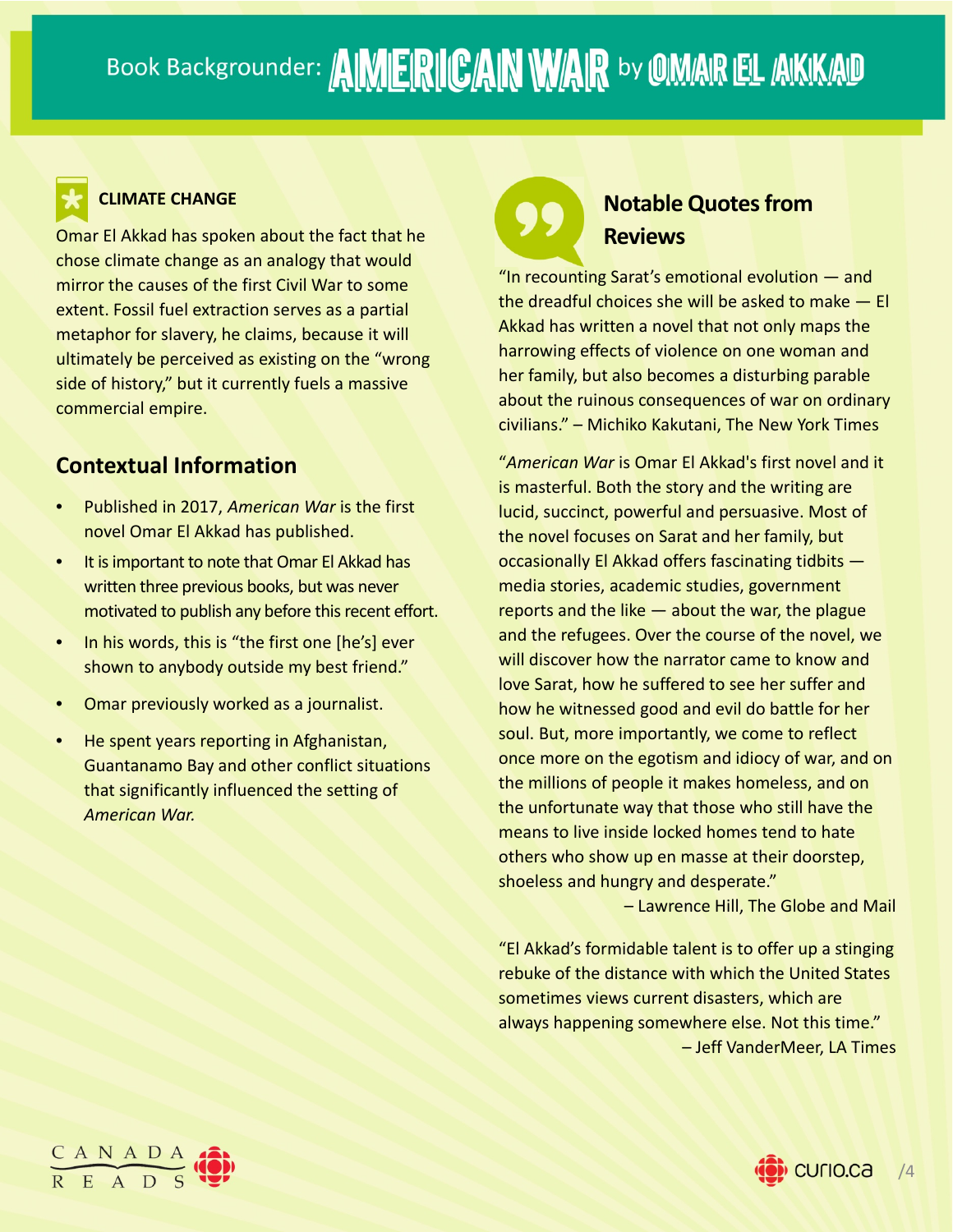# Book Backgrounder: AMERICAN WAR by OMAR EL AKKAD

### CLIMATE CHANGE

Omar El Akkad has spoken about the fact that he chose climate change as an analogy that would mirror the causes of the first Civil War to some extent. Fossil fuel extraction serves as a partial metaphor for slavery, he claims, because it will ultimately be perceived as existing on the "wrong side of history," but it currently fuels a massive commercial empire.

## Contextual Information

- Published in 2017, *American War* is the first novel Omar El Akkad has published.
- It is important to note that Omar El Akkad has written three previous books, but was never motivated to publish any before this recent effort.
- In his words, this is "the first one [he's] ever shown to anybody outside my best friend."
- Omar previously worked as a journalist.
- He spent years reporting in Afghanistan, Guantanamo Bay and other conflict situations that significantly influenced the setting of *American War.*

## Notable Quotes from Reviews

"In recounting Sarat's emotional evolution — and the dreadful choices she will be asked to make — El Akkad has written a novel that not only maps the harrowing effects of violence on one woman and her family, but also becomes a disturbing parable about the ruinous consequences of war on ordinary civilians." – Michiko Kakutani, The New York Times

"*American War* is Omar El Akkad's first novel and it is masterful. Both the story and the writing are lucid, succinct, powerful and persuasive. Most of the novel focuses on Sarat and her family, but occasionally El Akkad offers fascinating tidbits — media stories, academic studies, government reports and the like — about the war, the plague and the refugees. Over the course of the novel, we will discover how the narrator came to know and love Sarat, how he suffered to see her suffer and how he witnessed good and evil do battle for her soul. But, more importantly, we come to reflect once more on the egotism and idiocy of war, and on the millions of people it makes homeless, and on the unfortunate way that those who still have the means to live inside locked homes tend to hate others who show up en masse at their doorstep, shoeless and hungry and desperate."

– Lawrence Hill, The Globe and Mail

"El Akkad's formidable talent is to offer up a stinging rebuke of the distance with which the United States sometimes views current disasters, which are always happening somewhere else. Not this time."

– Jeff VanderMeer, LA Times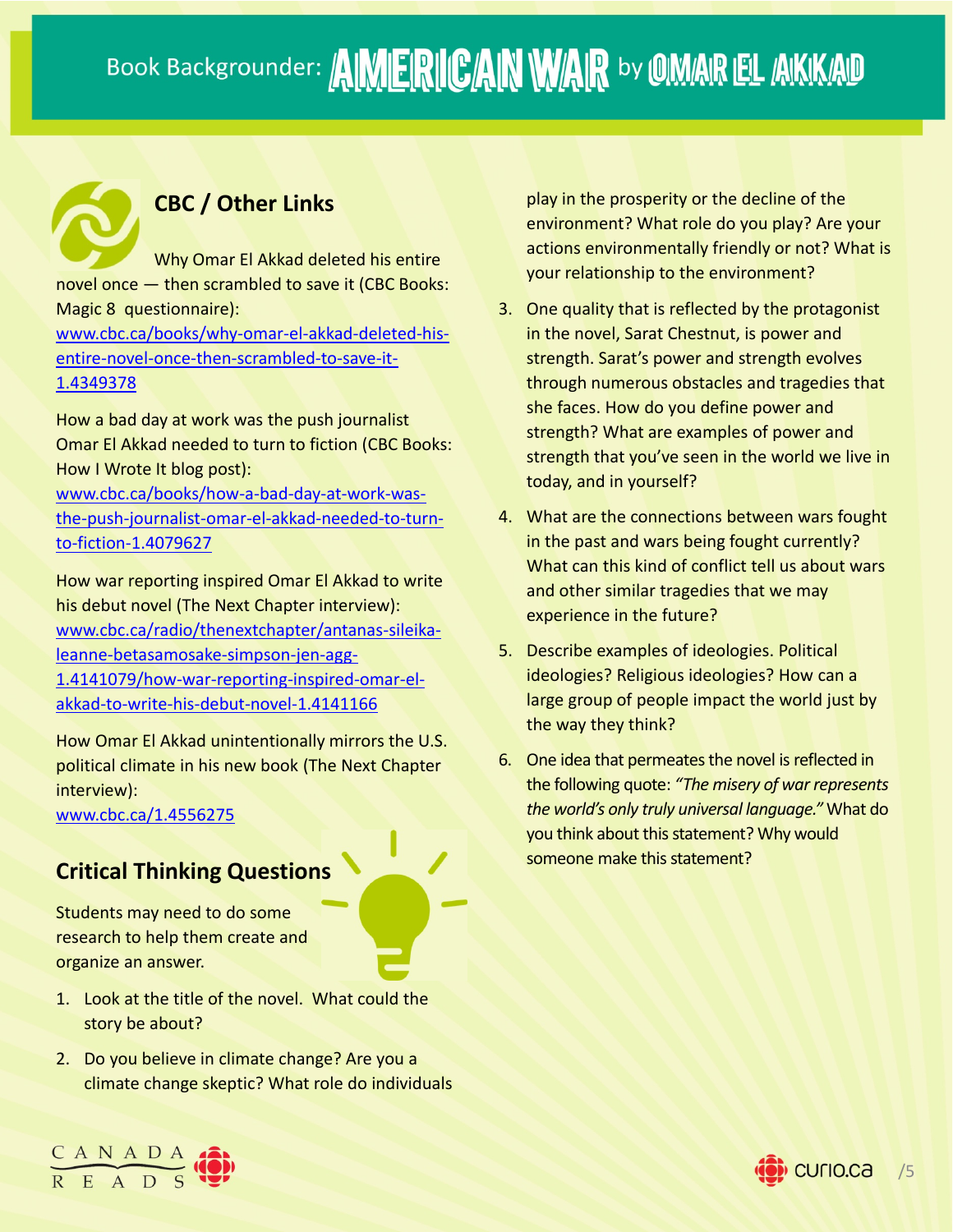# Book Backgrounder: AMERICAN WAR by OMAR EL AKKAD

## CBC / Other Links

Why Omar El Akkad deleted his entire novel once — then scrambled to save it (CBC Books: Magic 8 questionnaire): [www.cbc.ca/books/why-omar-el-akkad-deleted-his-entire-novel-once-then-scrambled-to-save-it-1.4349378](www.cbc.ca/books/why-omar-el-akkad-deleted-his-entire-novel-once-then-scrambled-to-save-it-1.4349378)

How a bad day at work was the push journalist Omar El Akkad needed to turn to fiction (CBC Books: How I Wrote It blog post): [www.cbc.ca/books/how-a-bad-day-at-work-was-the-push-journalist-omar-el-akkad-needed-to-turn-to-fiction-1.4079627](www.cbc.ca/books/how-a-bad-day-at-work-was-the-push-journalist-omar-el-akkad-needed-to-turn-to-fiction-1.4079627)

How war reporting inspired Omar El Akkad to write his debut novel (The Next Chapter interview): [www.cbc.ca/radio/thenextchapter/antanas-sileika-leanne-betasamosake-simpson-jen-agg-1.4141079/how-war-reporting-inspired-omar-el-akkad-to-write-his-debut-novel-1.4141166](www.cbc.ca/radio/thenextchapter/antanas-sileika-leanne-betasamosake-simpson-jen-agg-1.4141079/how-war-reporting-inspired-omar-el-akkad-to-write-his-debut-novel-1.4141166)

How Omar El Akkad unintentionally mirrors the U.S. political climate in his new book (The Next Chapter interview): [www.cbc.ca/1.4556275](www.cbc.ca/1.4556275)

## Critical Thinking Questions

Students may need to do some research to help them create and organize an answer.

1. Look at the title of the novel. What could the story be about?
2. Do you believe in climate change? Are you a climate change skeptic? What role do individuals play in the prosperity or the decline of the environment? What role do you play? Are your actions environmentally friendly or not? What is your relationship to the environment?
3. One quality that is reflected by the protagonist in the novel, Sarat Chestnut, is power and strength. Sarat's power and strength evolves through numerous obstacles and tragedies that she faces. How do you define power and strength? What are examples of power and strength that you've seen in the world we live in today, and in yourself?
4. What are the connections between wars fought in the past and wars being fought currently? What can this kind of conflict tell us about wars and other similar tragedies that we may experience in the future?
5. Describe examples of ideologies. Political ideologies? Religious ideologies? How can a large group of people impact the world just by the way they think?
6. One idea that permeates the novel is reflected in the following quote: *"The misery of war represents the world's only truly universal language."* What do you think about this statement? Why would someone make this statement?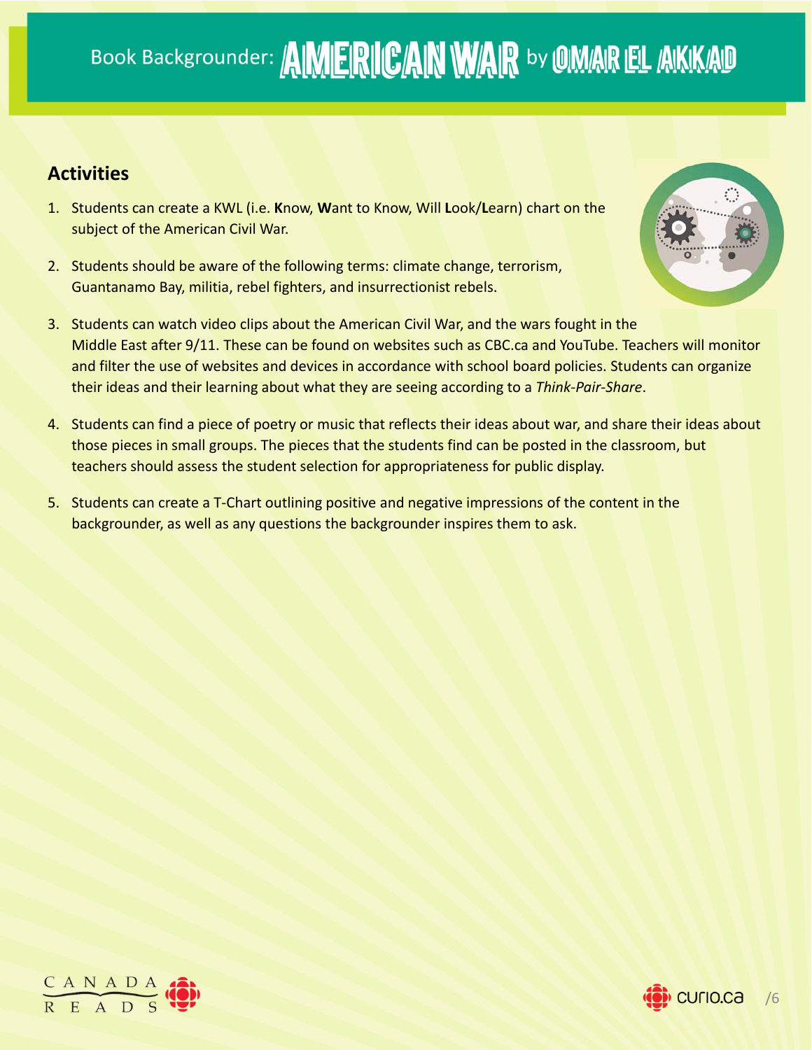## Activities

1. Students can create a KWL (i.e. **K**now, **W**ant to Know, Will **L**ook/**L**earn) chart on the subject of the American Civil War.

2. Students should be aware of the following terms: climate change, terrorism, Guantanamo Bay, militia, rebel fighters, and insurrectionist rebels.

3. Students can watch video clips about the American Civil War, and the wars fought in the Middle East after 9/11. These can be found on websites such as CBC.ca and YouTube. Teachers will monitor and filter the use of websites and devices in accordance with school board policies. Students can organize their ideas and their learning about what they are seeing according to a *Think-Pair-Share*.

4. Students can find a piece of poetry or music that reflects their ideas about war, and share their ideas about those pieces in small groups. The pieces that the students find can be posted in the classroom, but teachers should assess the student selection for appropriateness for public display.

5. Students can create a T-Chart outlining positive and negative impressions of the content in the backgrounder, as well as any questions the backgrounder inspires them to ask.